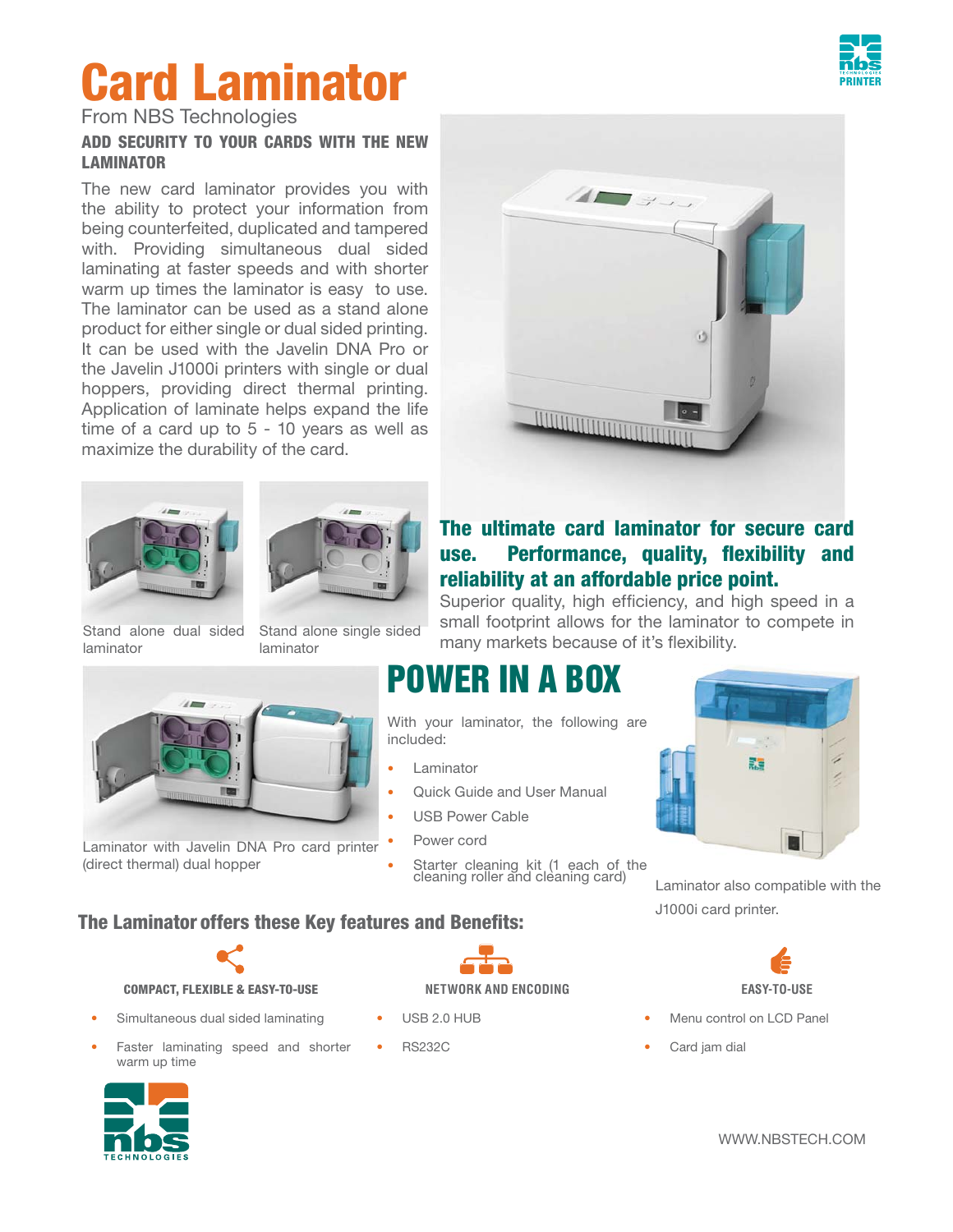# Card Laminator

From NBS Technologies

**ADD SECURITY TO YOUR CARDS WITH THE NEW LAMINATOR**

The new card laminator provides you with the ability to protect your information from being counterfeited, duplicated and tampered with. Providing simultaneous dual sided laminating at faster speeds and with shorter warm up times the laminator is easy to use. The laminator can be used as a stand alone product for either single or dual sided printing. It can be used with the Javelin DNA Pro or the Javelin J1000i printers with single or dual hoppers, providing direct thermal printing. Application of laminate helps expand the life time of a card up to 5 - 10 years as well as maximize the durability of the card.

Stand alone dual sided laminator

Stand alone single sided laminator

**The ultimate card laminator for secure card use. Performance, quality, flexibility and reliability at an affordable price point.**

Superior quality, high efficiency, and high speed in a small footprint allows for the laminator to compete in many markets because of it's flexibility.

Laminator with Javelin DNA Pro card printer (direct thermal) dual hopper

## POWER IN A BOX

With your laminator, the following are included:

- Laminator
- Quick Guide and User Manual
- USB Power Cable
- Power cord
- Starter cleaning kit (1 each of the cleaning roller and cleaning card)

Laminator also compatible with the J1000i card printer.

## The Laminator offers these Key features and Benefits:

**COMPACT, FLEXIBLE & EASY-TO-USE**

- Simultaneous dual sided laminating
- Faster laminating speed and shorter warm up time

**NETWORK AND ENCODING**

- USB 2.0 HUB
- RS232C

**EASY-TO-USE**

- Menu control on LCD Panel
- Card jam dial

WWW.NBSTECH.COM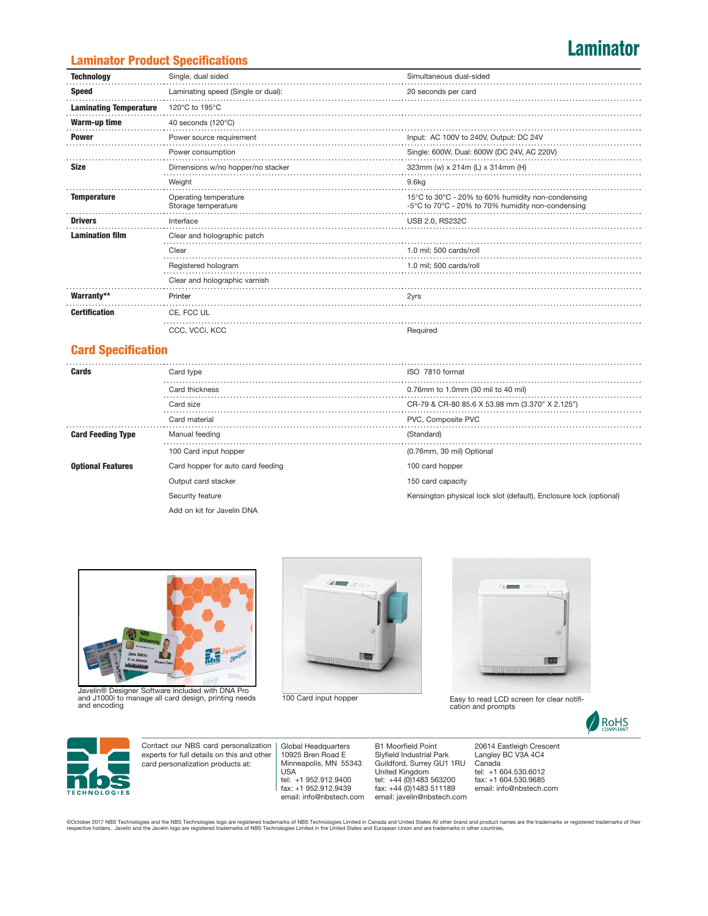# Laminator

## Laminator Product Specifications

| | | |
|---|---|---|
| **Technology** | Single, dual sided | Simultaneous dual-sided |
| **Speed** | Laminating speed (Single or dual): | 20 seconds per card |
| **Laminating Temperature** | 120°C to 195°C | |
| **Warm-up time** | 40 seconds (120°C) | |
| **Power** | Power source requirement | Input: AC 100V to 240V, Output: DC 24V |
| | Power consumption | Single: 600W, Dual: 600W (DC 24V, AC 220V) |
| **Size** | Dimensions w/no hopper/no stacker | 323mm (w) x 214m (L) x 314mm (H) |
| | Weight | 9.6kg |
| **Temperature** | Operating temperature<br>Storage temperature | 15°C to 30°C - 20% to 60% humidity non-condensing<br>-5°C to 70°C - 20% to 70% humidity non-condensing |
| **Drivers** | Interface | USB 2.0, RS232C |
| **Lamination film** | Clear and holographic patch | |
| | Clear | 1.0 mil; 500 cards/roll |
| | Registered hologram | 1.0 mil; 500 cards/roll |
| | Clear and holographic varnish | |
| **Warranty**** | Printer | 2yrs |
| **Certification** | CE, FCC UL | |
| | CCC, VCCi, KCC | Required |

## Card Specification

| | | |
|---|---|---|
| **Cards** | Card type | ISO 7810 format |
| | Card thickness | 0.76mm to 1.0mm (30 mil to 40 mil) |
| | Card size | CR-79 & CR-80 85.6 X 53.98 mm (3.370" X 2.125") |
| | Card material | PVC, Composite PVC |
| **Card Feeding Type** | Manual feeding | (Standard) |
| | 100 Card input hopper | (0.76mm, 30 mil) Optional |
| **Optional Features** | Card hopper for auto card feeding | 100 card hopper |
| | Output card stacker | 150 card capacity |
| | Security feature | Kensington physical lock slot (default), Enclosure lock (optional) |
| | Add on kit for Javelin DNA | |

Javelin® Designer Software included with DNA Pro and J1000i to manage all card design, printing needs and encoding

100 Card input hopper

Easy to read LCD screen for clear notification and prompts

RoHS COMPLIANT

nbs TECHNOLOGIES

Contact our NBS card personalization experts for full details on this and other card personalization products at:

Global Headquarters
10925 Bren Road E
Minneapolis, MN 55343
USA
tel: +1 952.912.9400
fax: +1 952.912.9439
email: info@nbstech.com

B1 Moorfield Point
Slyfield Industrial Park
Guildford, Surrey GU1 1RU
United Kingdom
tel: +44 (0)1483 563200
fax: +44 (0)1483 511189
email: javelin@nbstech.com

20614 Eastleigh Crescent
Langley BC V3A 4C4
Canada
tel: +1 604.530.6012
fax: +1 604.530.9685
email: info@nbstech.com

©October 2017 NBS Technologies and the NBS Technologies logo are registered trademarks of NBS Technologies Limited in Canada and United States All other brand and product names are the trademarks or registered trademarks of their respective holders. Javelin and the Javelin logo are registered trademarks of NBS Technologies Limited in the United States and European Union and are trademarks in other countries.